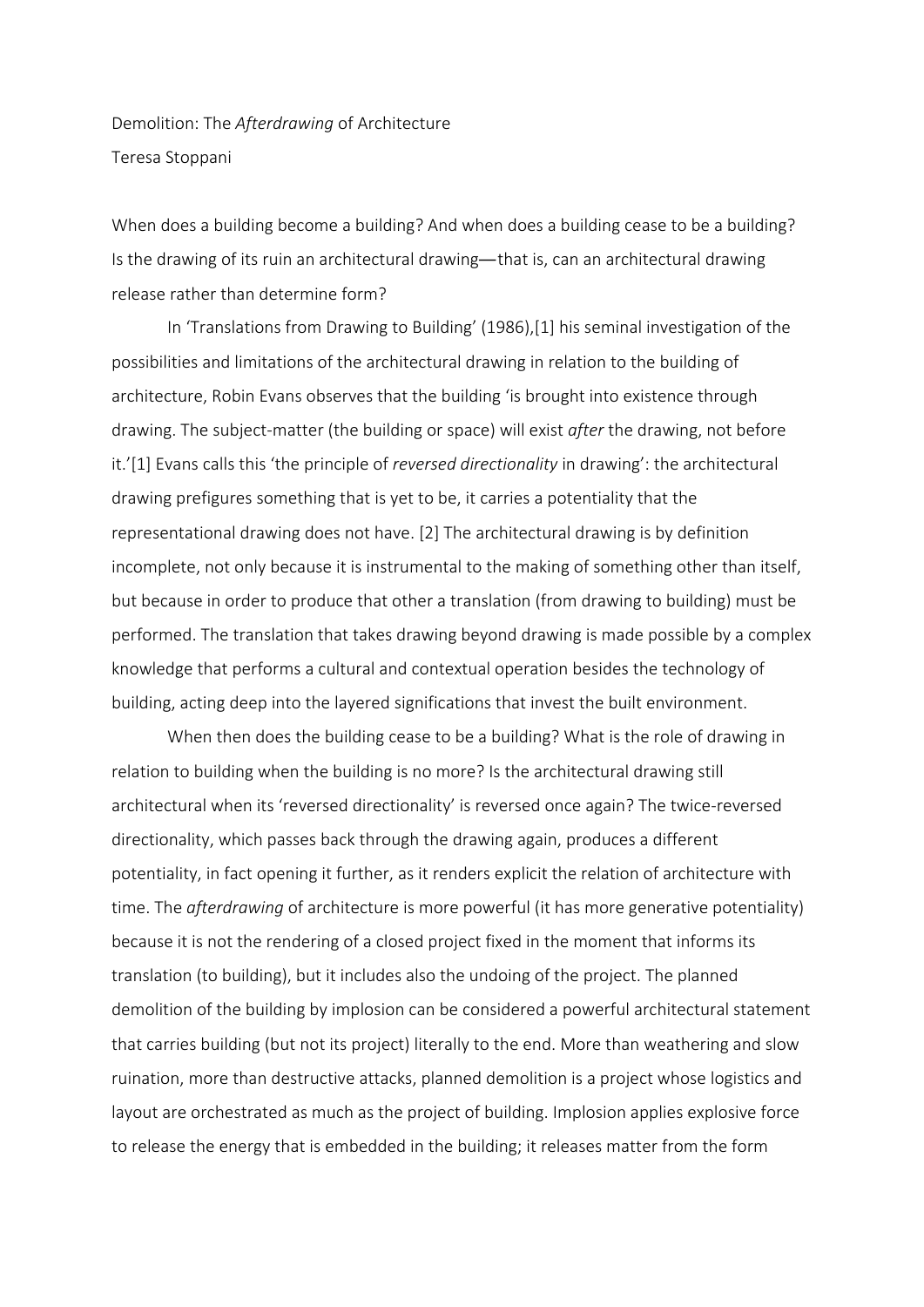# Demolition: The *Afterdrawing* of Architecture

Teresa Stoppani

When does a building become a building? And when does a building cease to be a building? Is the drawing of its ruin an architectural drawing—that is, can an architectural drawing release rather than determine form?

In 'Translations from Drawing to Building' (1986),[1] his seminal investigation of the possibilities and limitations of the architectural drawing in relation to the building of architecture, Robin Evans observes that the building 'is brought into existence through drawing. The subject-matter (the building or space) will exist *after* the drawing, not before it.'[1] Evans calls this 'the principle of *reversed directionality* in drawing': the architectural drawing prefigures something that is yet to be, it carries a potentiality that the representational drawing does not have. [2] The architectural drawing is by definition incomplete, not only because it is instrumental to the making of something other than itself, but because in order to produce that other a translation (from drawing to building) must be performed. The translation that takes drawing beyond drawing is made possible by a complex knowledge that performs a cultural and contextual operation besides the technology of building, acting deep into the layered significations that invest the built environment.

When then does the building cease to be a building? What is the role of drawing in relation to building when the building is no more? Is the architectural drawing still architectural when its 'reversed directionality' is reversed once again? The twice-reversed directionality, which passes back through the drawing again, produces a different potentiality, in fact opening it further, as it renders explicit the relation of architecture with time. The *afterdrawing* of architecture is more powerful (it has more generative potentiality) because it is not the rendering of a closed project fixed in the moment that informs its translation (to building), but it includes also the undoing of the project. The planned demolition of the building by implosion can be considered a powerful architectural statement that carries building (but not its project) literally to the end. More than weathering and slow ruination, more than destructive attacks, planned demolition is a project whose logistics and layout are orchestrated as much as the project of building. Implosion applies explosive force to release the energy that is embedded in the building; it releases matter from the form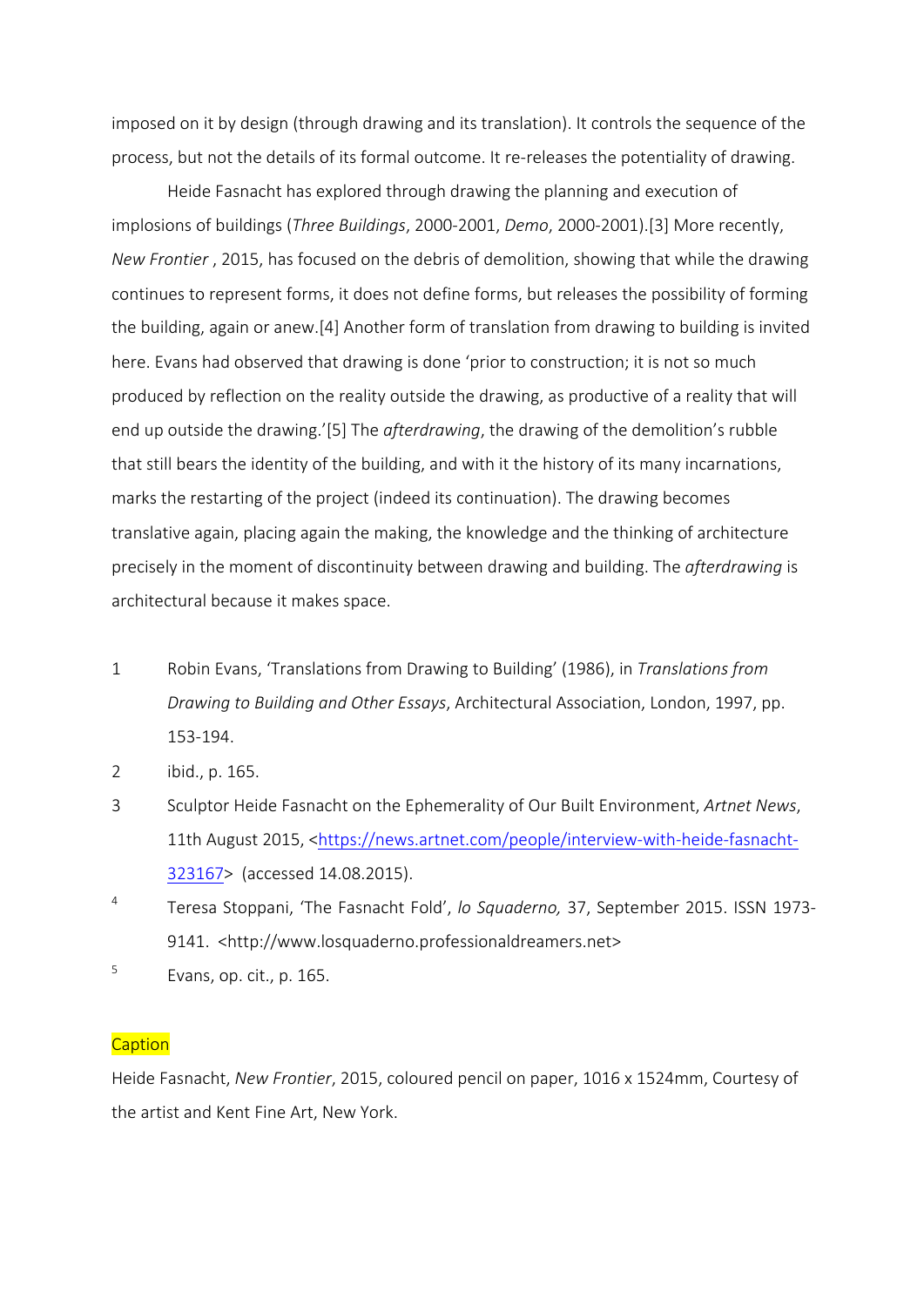imposed on it by design (through drawing and its translation). It controls the sequence of the process, but not the details of its formal outcome. It re-releases the potentiality of drawing.

Heide Fasnacht has explored through drawing the planning and execution of implosions of buildings (*Three Buildings*, 2000-2001, *Demo*, 2000-2001).[3] More recently, *New Frontier* , 2015, has focused on the debris of demolition, showing that while the drawing continues to represent forms, it does not define forms, but releases the possibility of forming the building, again or anew.[4] Another form of translation from drawing to building is invited here. Evans had observed that drawing is done 'prior to construction; it is not so much produced by reflection on the reality outside the drawing, as productive of a reality that will end up outside the drawing.'[5] The *afterdrawing*, the drawing of the demolition's rubble that still bears the identity of the building, and with it the history of its many incarnations, marks the restarting of the project (indeed its continuation). The drawing becomes translative again, placing again the making, the knowledge and the thinking of architecture precisely in the moment of discontinuity between drawing and building. The *afterdrawing* is architectural because it makes space.

1 Robin Evans, 'Translations from Drawing to Building' (1986), in *Translations from Drawing to Building and Other Essays*, Architectural Association, London, 1997, pp. 153-194.

2 ibid., p. 165.

3 Sculptor Heide Fasnacht on the Ephemerality of Our Built Environment, *Artnet News*, 11th August 2015, <https://news.artnet.com/people/interview-with-heide-fasnacht-323167> (accessed 14.08.2015).

4 Teresa Stoppani, 'The Fasnacht Fold', *lo Squaderno,* 37, September 2015. ISSN 1973-9141. <http://www.losquaderno.professionaldreamers.net>

5 Evans, op. cit., p. 165.

Caption

Heide Fasnacht, *New Frontier*, 2015, coloured pencil on paper, 1016 x 1524mm, Courtesy of the artist and Kent Fine Art, New York.